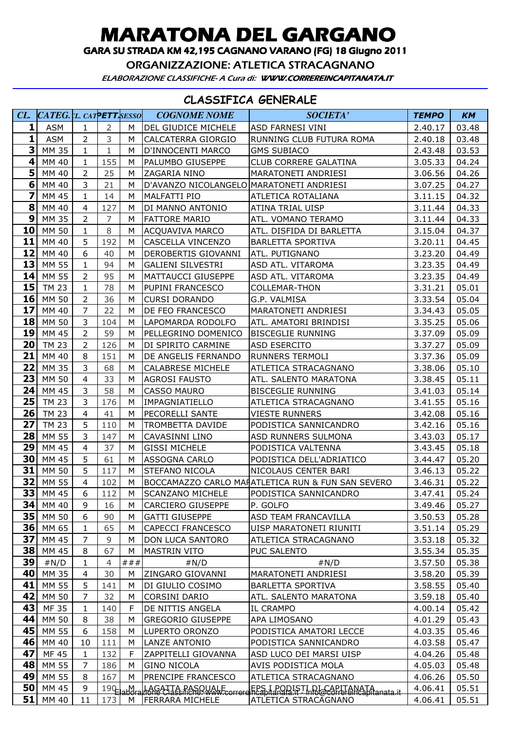# MARATONA DEL GARGANO

## GARA SU STRADA KM 42,195 CAGNANO VARANO (FG) 18 Giugno 2011

### ORGANIZZAZIONE: ATLETICA STRACAGNANO

*ELABORAZIONE CLASSIFICHE- A Cura di: WWW.CORREREINCAPITANATA.IT*

## CLASSIFICA GENERALE

| CL. | CATEG. | CL. CAT | PETT. | SESSO | COGNOME NOME | SOCIETA' | TEMPO | KM |
|---|---|---|---|---|---|---|---|---|
| 1 | ASM | 1 | 2 | M | DEL GIUDICE MICHELE | ASD FARNESI VINI | 2.40.17 | 03.48 |
| 1 | ASM | 2 | 3 | M | CALCATERRA GIORGIO | RUNNING CLUB FUTURA ROMA | 2.40.18 | 03.48 |
| 3 | MM 35 | 1 | 1 | M | D'INNOCENTI MARCO | GMS SUBIACO | 2.43.48 | 03.53 |
| 4 | MM 40 | 1 | 155 | M | PALUMBO GIUSEPPE | CLUB CORRERE GALATINA | 3.05.33 | 04.24 |
| 5 | MM 40 | 2 | 25 | M | ZAGARIA NINO | MARATONETI ANDRIESI | 3.06.56 | 04.26 |
| 6 | MM 40 | 3 | 21 | M | D'AVANZO NICOLANGELO | MARATONETI ANDRIESI | 3.07.25 | 04.27 |
| 7 | MM 45 | 1 | 14 | M | MALFATTI PIO | ATLETICA ROTALIANA | 3.11.15 | 04.32 |
| 8 | MM 40 | 4 | 127 | M | DI MANNO ANTONIO | ATINA TRIAL UISP | 3.11.44 | 04.33 |
| 9 | MM 35 | 2 | 7 | M | FATTORE MARIO | ATL. VOMANO TERAMO | 3.11.44 | 04.33 |
| 10 | MM 50 | 1 | 8 | M | ACQUAVIVA MARCO | ATL. DISFIDA DI BARLETTA | 3.15.04 | 04.37 |
| 11 | MM 40 | 5 | 192 | M | CASCELLA VINCENZO | BARLETTA SPORTIVA | 3.20.11 | 04.45 |
| 12 | MM 40 | 6 | 40 | M | DEROBERTIS GIOVANNI | ATL. PUTIGNANO | 3.23.20 | 04.49 |
| 13 | MM 55 | 1 | 94 | M | GALIENI SILVESTRI | ASD ATL. VITAROMA | 3.23.35 | 04.49 |
| 14 | MM 55 | 2 | 95 | M | MATTAUCCI GIUSEPPE | ASD ATL. VITAROMA | 3.23.35 | 04.49 |
| 15 | TM 23 | 1 | 78 | M | PUPINI FRANCESCO | COLLEMAR-THON | 3.31.21 | 05.01 |
| 16 | MM 50 | 2 | 36 | M | CURSI DORANDO | G.P. VALMISA | 3.33.54 | 05.04 |
| 17 | MM 40 | 7 | 22 | M | DE FEO FRANCESCO | MARATONETI ANDRIESI | 3.34.43 | 05.05 |
| 18 | MM 50 | 3 | 104 | M | LAPOMARDA RODOLFO | ATL. AMATORI BRINDISI | 3.35.25 | 05.06 |
| 19 | MM 45 | 2 | 59 | M | PELLEGRINO DOMENICO | BISCEGLIE RUNNING | 3.37.09 | 05.09 |
| 20 | TM 23 | 2 | 126 | M | DI SPIRITO CARMINE | ASD ESERCITO | 3.37.27 | 05.09 |
| 21 | MM 40 | 8 | 151 | M | DE ANGELIS FERNANDO | RUNNERS TERMOLI | 3.37.36 | 05.09 |
| 22 | MM 35 | 3 | 68 | M | CALABRESE MICHELE | ATLETICA STRACAGNANO | 3.38.06 | 05.10 |
| 23 | MM 50 | 4 | 33 | M | AGROSI FAUSTO | ATL. SALENTO MARATONA | 3.38.45 | 05.11 |
| 24 | MM 45 | 3 | 58 | M | CASSO MAURO | BISCEGLIE RUNNING | 3.41.03 | 05.14 |
| 25 | TM 23 | 3 | 176 | M | IMPAGNIATIELLO | ATLETICA STRACAGNANO | 3.41.55 | 05.16 |
| 26 | TM 23 | 4 | 41 | M | PECORELLI SANTE | VIESTE RUNNERS | 3.42.08 | 05.16 |
| 27 | TM 23 | 5 | 110 | M | TROMBETTA DAVIDE | PODISTICA SANNICANDRO | 3.42.16 | 05.16 |
| 28 | MM 55 | 3 | 147 | M | CAVASINNI LINO | ASD RUNNERS SULMONA | 3.43.03 | 05.17 |
| 29 | MM 45 | 4 | 37 | M | GISSI MICHELE | PODISTICA VALTENNA | 3.43.45 | 05.18 |
| 30 | MM 45 | 5 | 61 | M | ASSOGNA CARLO | PODISTICA DELL'ADRIATICO | 3.44.47 | 05.20 |
| 31 | MM 50 | 5 | 117 | M | STEFANO NICOLA | NICOLAUS CENTER BARI | 3.46.13 | 05.22 |
| 32 | MM 55 | 4 | 102 | M | BOCCAMAZZO CARLO MA | ATLETICA RUN & FUN SAN SEVERO | 3.46.31 | 05.22 |
| 33 | MM 45 | 6 | 112 | M | SCANZANO MICHELE | PODISTICA SANNICANDRO | 3.47.41 | 05.24 |
| 34 | MM 40 | 9 | 16 | M | CARCIERO GIUSEPPE | P. GOLFO | 3.49.46 | 05.27 |
| 35 | MM 50 | 6 | 90 | M | GATTI GIUSEPPE | ASD TEAM FRANCAVILLA | 3.50.53 | 05.28 |
| 36 | MM 65 | 1 | 65 | M | CAPECCI FRANCESCO | UISP MARATONETI RIUNITI | 3.51.14 | 05.29 |
| 37 | MM 45 | 7 | 9 | M | DON LUCA SANTORO | ATLETICA STRACAGNANO | 3.53.18 | 05.32 |
| 38 | MM 45 | 8 | 67 | M | MASTRIN VITO | PUC SALENTO | 3.55.34 | 05.35 |
| 39 | #N/D | 1 | 4 | ### | #N/D | #N/D | 3.57.50 | 05.38 |
| 40 | MM 35 | 4 | 30 | M | ZINGARO GIOVANNI | MARATONETI ANDRIESI | 3.58.20 | 05.39 |
| 41 | MM 55 | 5 | 141 | M | DI GIULIO COSIMO | BARLETTA SPORTIVA | 3.58.55 | 05.40 |
| 42 | MM 50 | 7 | 32 | M | CORSINI DARIO | ATL. SALENTO MARATONA | 3.59.18 | 05.40 |
| 43 | MF 35 | 1 | 140 | F | DE NITTIS ANGELA | IL CRAMPO | 4.00.14 | 05.42 |
| 44 | MM 50 | 8 | 38 | M | GREGORIO GIUSEPPE | APA LIMOSANO | 4.01.29 | 05.43 |
| 45 | MM 55 | 6 | 158 | M | LUPERTO ORONZO | PODISTICA AMATORI LECCE | 4.03.35 | 05.46 |
| 46 | MM 40 | 10 | 111 | M | LANZE ANTONIO | PODISTICA SANNICANDRO | 4.03.58 | 05.47 |
| 47 | MF 45 | 1 | 132 | F | ZAPPITELLI GIOVANNA | ASD LUCO DEI MARSI UISP | 4.04.26 | 05.48 |
| 48 | MM 55 | 7 | 186 | M | GINO NICOLA | AVIS PODISTICA MOLA | 4.05.03 | 05.48 |
| 49 | MM 55 | 8 | 167 | M | PRENCIPE FRANCESCO | ATLETICA STRACAGNANO | 4.06.26 | 05.50 |
| 50 | MM 45 | 9 | 190 | M | LAGATTA PASQUALE | EPS I PODISTI DI CAPITANATA | 4.06.41 | 05.51 |
| 51 | MM 40 | 11 | 173 | M | FERRARA MICHELE | ATLETICA STRACAGNANO | 4.06.41 | 05.51 |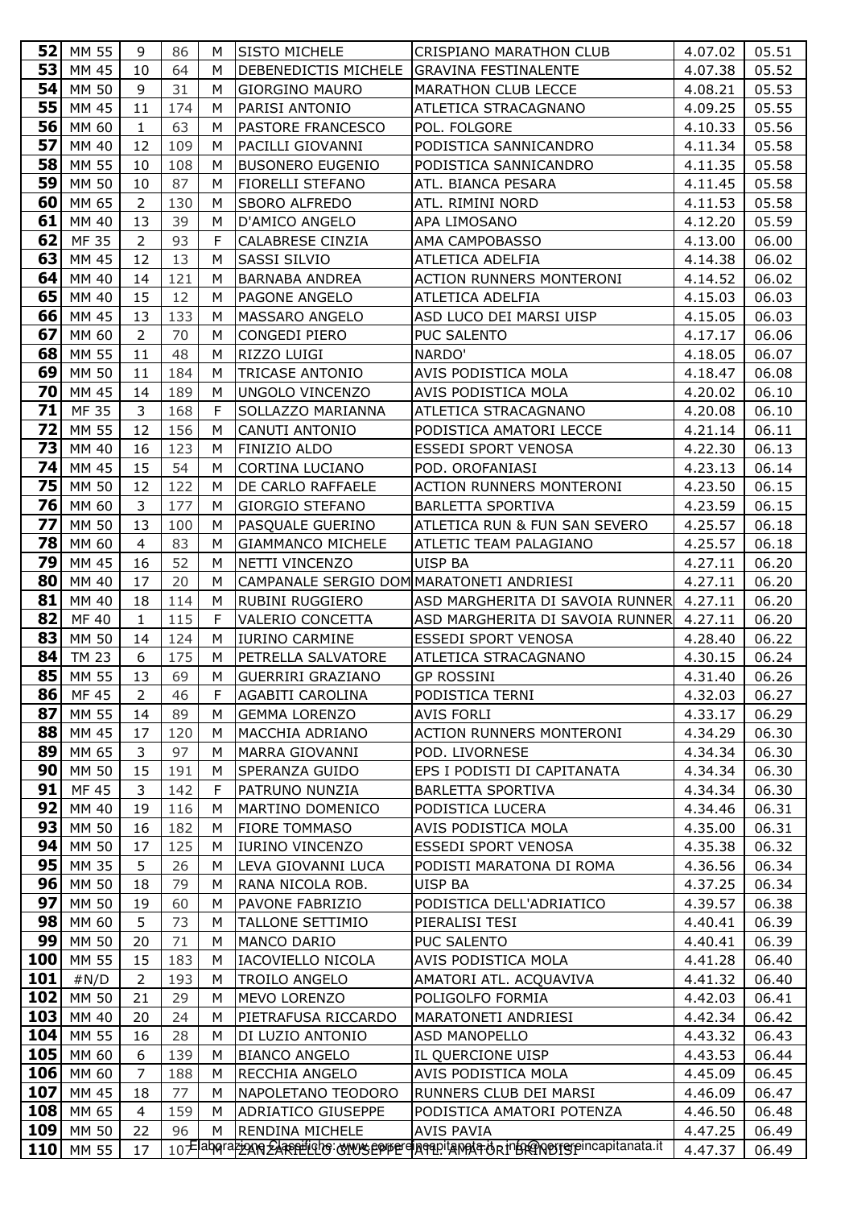| 52 | MM 55 | 9 | 86 | M | SISTO MICHELE | CRISPIANO MARATHON CLUB | 4.07.02 | 05.51 |
|---|---|---|---|---|---|---|---|---|
| 53 | MM 45 | 10 | 64 | M | DEBENEDICTIS MICHELE | GRAVINA FESTINALENTE | 4.07.38 | 05.52 |
| 54 | MM 50 | 9 | 31 | M | GIORGINO MAURO | MARATHON CLUB LECCE | 4.08.21 | 05.53 |
| 55 | MM 45 | 11 | 174 | M | PARISI ANTONIO | ATLETICA STRACAGNANO | 4.09.25 | 05.55 |
| 56 | MM 60 | 1 | 63 | M | PASTORE FRANCESCO | POL. FOLGORE | 4.10.33 | 05.56 |
| 57 | MM 40 | 12 | 109 | M | PACILLI GIOVANNI | PODISTICA SANNICANDRO | 4.11.34 | 05.58 |
| 58 | MM 55 | 10 | 108 | M | BUSONERO EUGENIO | PODISTICA SANNICANDRO | 4.11.35 | 05.58 |
| 59 | MM 50 | 10 | 87 | M | FIORELLI STEFANO | ATL. BIANCA PESARA | 4.11.45 | 05.58 |
| 60 | MM 65 | 2 | 130 | M | SBORO ALFREDO | ATL. RIMINI NORD | 4.11.53 | 05.58 |
| 61 | MM 40 | 13 | 39 | M | D'AMICO ANGELO | APA LIMOSANO | 4.12.20 | 05.59 |
| 62 | MF 35 | 2 | 93 | F | CALABRESE CINZIA | AMA CAMPOBASSO | 4.13.00 | 06.00 |
| 63 | MM 45 | 12 | 13 | M | SASSI SILVIO | ATLETICA ADELFIA | 4.14.38 | 06.02 |
| 64 | MM 40 | 14 | 121 | M | BARNABA ANDREA | ACTION RUNNERS MONTERONI | 4.14.52 | 06.02 |
| 65 | MM 40 | 15 | 12 | M | PAGONE ANGELO | ATLETICA ADELFIA | 4.15.03 | 06.03 |
| 66 | MM 45 | 13 | 133 | M | MASSARO ANGELO | ASD LUCO DEI MARSI UISP | 4.15.05 | 06.03 |
| 67 | MM 60 | 2 | 70 | M | CONGEDI PIERO | PUC SALENTO | 4.17.17 | 06.06 |
| 68 | MM 55 | 11 | 48 | M | RIZZO LUIGI | NARDO' | 4.18.05 | 06.07 |
| 69 | MM 50 | 11 | 184 | M | TRICASE ANTONIO | AVIS PODISTICA MOLA | 4.18.47 | 06.08 |
| 70 | MM 45 | 14 | 189 | M | UNGOLO VINCENZO | AVIS PODISTICA MOLA | 4.20.02 | 06.10 |
| 71 | MF 35 | 3 | 168 | F | SOLLAZZO MARIANNA | ATLETICA STRACAGNANO | 4.20.08 | 06.10 |
| 72 | MM 55 | 12 | 156 | M | CANUTI ANTONIO | PODISTICA AMATORI LECCE | 4.21.14 | 06.11 |
| 73 | MM 40 | 16 | 123 | M | FINIZIO ALDO | ESSEDI SPORT VENOSA | 4.22.30 | 06.13 |
| 74 | MM 45 | 15 | 54 | M | CORTINA LUCIANO | POD. OROFANIASI | 4.23.13 | 06.14 |
| 75 | MM 50 | 12 | 122 | M | DE CARLO RAFFAELE | ACTION RUNNERS MONTERONI | 4.23.50 | 06.15 |
| 76 | MM 60 | 3 | 177 | M | GIORGIO STEFANO | BARLETTA SPORTIVA | 4.23.59 | 06.15 |
| 77 | MM 50 | 13 | 100 | M | PASQUALE GUERINO | ATLETICA RUN & FUN SAN SEVERO | 4.25.57 | 06.18 |
| 78 | MM 60 | 4 | 83 | M | GIAMMANCO MICHELE | ATLETIC TEAM PALAGIANO | 4.25.57 | 06.18 |
| 79 | MM 45 | 16 | 52 | M | NETTI VINCENZO | UISP BA | 4.27.11 | 06.20 |
| 80 | MM 40 | 17 | 20 | M | CAMPANALE SERGIO DOM | MARATONETI ANDRIESI | 4.27.11 | 06.20 |
| 81 | MM 40 | 18 | 114 | M | RUBINI RUGGIERO | ASD MARGHERITA DI SAVOIA RUNNER | 4.27.11 | 06.20 |
| 82 | MF 40 | 1 | 115 | F | VALERIO CONCETTA | ASD MARGHERITA DI SAVOIA RUNNER | 4.27.11 | 06.20 |
| 83 | MM 50 | 14 | 124 | M | IURINO CARMINE | ESSEDI SPORT VENOSA | 4.28.40 | 06.22 |
| 84 | TM 23 | 6 | 175 | M | PETRELLA SALVATORE | ATLETICA STRACAGNANO | 4.30.15 | 06.24 |
| 85 | MM 55 | 13 | 69 | M | GUERRIRI GRAZIANO | GP ROSSINI | 4.31.40 | 06.26 |
| 86 | MF 45 | 2 | 46 | F | AGABITI CAROLINA | PODISTICA TERNI | 4.32.03 | 06.27 |
| 87 | MM 55 | 14 | 89 | M | GEMMA LORENZO | AVIS FORLI | 4.33.17 | 06.29 |
| 88 | MM 45 | 17 | 120 | M | MACCHIA ADRIANO | ACTION RUNNERS MONTERONI | 4.34.29 | 06.30 |
| 89 | MM 65 | 3 | 97 | M | MARRA GIOVANNI | POD. LIVORNESE | 4.34.34 | 06.30 |
| 90 | MM 50 | 15 | 191 | M | SPERANZA GUIDO | EPS I PODISTI DI CAPITANATA | 4.34.34 | 06.30 |
| 91 | MF 45 | 3 | 142 | F | PATRUNO NUNZIA | BARLETTA SPORTIVA | 4.34.34 | 06.30 |
| 92 | MM 40 | 19 | 116 | M | MARTINO DOMENICO | PODISTICA LUCERA | 4.34.46 | 06.31 |
| 93 | MM 50 | 16 | 182 | M | FIORE TOMMASO | AVIS PODISTICA MOLA | 4.35.00 | 06.31 |
| 94 | MM 50 | 17 | 125 | M | IURINO VINCENZO | ESSEDI SPORT VENOSA | 4.35.38 | 06.32 |
| 95 | MM 35 | 5 | 26 | M | LEVA GIOVANNI LUCA | PODISTI MARATONA DI ROMA | 4.36.56 | 06.34 |
| 96 | MM 50 | 18 | 79 | M | RANA NICOLA ROB. | UISP BA | 4.37.25 | 06.34 |
| 97 | MM 50 | 19 | 60 | M | PAVONE FABRIZIO | PODISTICA DELL'ADRIATICO | 4.39.57 | 06.38 |
| 98 | MM 60 | 5 | 73 | M | TALLONE SETTIMIO | PIERALISI TESI | 4.40.41 | 06.39 |
| 99 | MM 50 | 20 | 71 | M | MANCO DARIO | PUC SALENTO | 4.40.41 | 06.39 |
| 100 | MM 55 | 15 | 183 | M | IACOVIELLO NICOLA | AVIS PODISTICA MOLA | 4.41.28 | 06.40 |
| 101 | #N/D | 2 | 193 | M | TROILO ANGELO | AMATORI ATL. ACQUAVIVA | 4.41.32 | 06.40 |
| 102 | MM 50 | 21 | 29 | M | MEVO LORENZO | POLIGOLFO FORMIA | 4.42.03 | 06.41 |
| 103 | MM 40 | 20 | 24 | M | PIETRAFUSA RICCARDO | MARATONETI ANDRIESI | 4.42.34 | 06.42 |
| 104 | MM 55 | 16 | 28 | M | DI LUZIO ANTONIO | ASD MANOPELLO | 4.43.32 | 06.43 |
| 105 | MM 60 | 6 | 139 | M | BIANCO ANGELO | IL QUERCIONE UISP | 4.43.53 | 06.44 |
| 106 | MM 60 | 7 | 188 | M | RECCHIA ANGELO | AVIS PODISTICA MOLA | 4.45.09 | 06.45 |
| 107 | MM 45 | 18 | 77 | M | NAPOLETANO TEODORO | RUNNERS CLUB DEI MARSI | 4.46.09 | 06.47 |
| 108 | MM 65 | 4 | 159 | M | ADRIATICO GIUSEPPE | PODISTICA AMATORI POTENZA | 4.46.50 | 06.48 |
| 109 | MM 50 | 22 | 96 | M | RENDINA MICHELE | AVIS PAVIA | 4.47.25 | 06.49 |
| 110 | MM 55 | 17 | 107 | M | ZANZARELLO GIUSEPPE | ATL. AMATORI BRINDISI | 4.47.37 | 06.49 |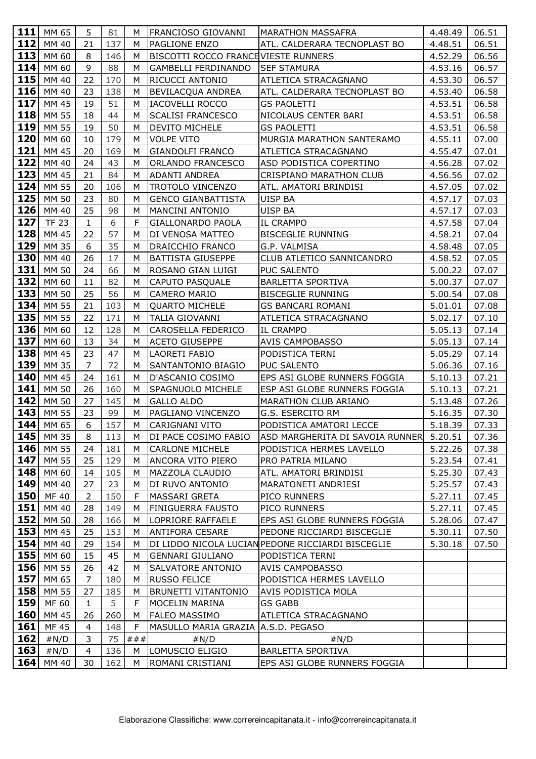| | | | | | | | | |
|---|---|---|---|---|---|---|---|---|
| **111** | MM 65 | 5 | 81 | M | FRANCIOSO GIOVANNI | MARATHON MASSAFRA | 4.48.49 | 06.51 |
| **112** | MM 40 | 21 | 137 | M | PAGLIONE ENZO | ATL. CALDERARA TECNOPLAST BO | 4.48.51 | 06.51 |
| **113** | MM 60 | 8 | 146 | M | BISCOTTI ROCCO FRANCE | VIESTE RUNNERS | 4.52.29 | 06.56 |
| **114** | MM 60 | 9 | 88 | M | GAMBELLI FERDINANDO | SEF STAMURA | 4.53.16 | 06.57 |
| **115** | MM 40 | 22 | 170 | M | RICUCCI ANTONIO | ATLETICA STRACAGNANO | 4.53.30 | 06.57 |
| **116** | MM 40 | 23 | 138 | M | BEVILACQUA ANDREA | ATL. CALDERARA TECNOPLAST BO | 4.53.40 | 06.58 |
| **117** | MM 45 | 19 | 51 | M | IACOVELLI ROCCO | GS PAOLETTI | 4.53.51 | 06.58 |
| **118** | MM 55 | 18 | 44 | M | SCALISI FRANCESCO | NICOLAUS CENTER BARI | 4.53.51 | 06.58 |
| **119** | MM 55 | 19 | 50 | M | DEVITO MICHELE | GS PAOLETTI | 4.53.51 | 06.58 |
| **120** | MM 60 | 10 | 179 | M | VOLPE VITO | MURGIA MARATHON SANTERAMO | 4.55.11 | 07.00 |
| **121** | MM 45 | 20 | 169 | M | GIANDOLFI FRANCO | ATLETICA STRACAGNANO | 4.55.47 | 07.01 |
| **122** | MM 40 | 24 | 43 | M | ORLANDO FRANCESCO | ASD PODISTICA COPERTINO | 4.56.28 | 07.02 |
| **123** | MM 45 | 21 | 84 | M | ADANTI ANDREA | CRISPIANO MARATHON CLUB | 4.56.56 | 07.02 |
| **124** | MM 55 | 20 | 106 | M | TROTOLO VINCENZO | ATL. AMATORI BRINDISI | 4.57.05 | 07.02 |
| **125** | MM 50 | 23 | 80 | M | GENCO GIANBATTISTA | UISP BA | 4.57.17 | 07.03 |
| **126** | MM 40 | 25 | 98 | M | MANCINI ANTONIO | UISP BA | 4.57.17 | 07.03 |
| **127** | TF 23 | 1 | 6 | F | GIALLONARDO PAOLA | IL CRAMPO | 4.57.58 | 07.04 |
| **128** | MM 45 | 22 | 57 | M | DI VENOSA MATTEO | BISCEGLIE RUNNING | 4.58.21 | 07.04 |
| **129** | MM 35 | 6 | 35 | M | DRAICCHIO FRANCO | G.P. VALMISA | 4.58.48 | 07.05 |
| **130** | MM 40 | 26 | 17 | M | BATTISTA GIUSEPPE | CLUB ATLETICO SANNICANDRO | 4.58.52 | 07.05 |
| **131** | MM 50 | 24 | 66 | M | ROSANO GIAN LUIGI | PUC SALENTO | 5.00.22 | 07.07 |
| **132** | MM 60 | 11 | 82 | M | CAPUTO PASQUALE | BARLETTA SPORTIVA | 5.00.37 | 07.07 |
| **133** | MM 50 | 25 | 56 | M | CAMERO MARIO | BISCEGLIE RUNNING | 5.00.54 | 07.08 |
| **134** | MM 55 | 21 | 103 | M | QUARTO MICHELE | GS BANCARI ROMANI | 5.01.01 | 07.08 |
| **135** | MM 55 | 22 | 171 | M | TALIA GIOVANNI | ATLETICA STRACAGNANO | 5.02.17 | 07.10 |
| **136** | MM 60 | 12 | 128 | M | CAROSELLA FEDERICO | IL CRAMPO | 5.05.13 | 07.14 |
| **137** | MM 60 | 13 | 34 | M | ACETO GIUSEPPE | AVIS CAMPOBASSO | 5.05.13 | 07.14 |
| **138** | MM 45 | 23 | 47 | M | LAORETI FABIO | PODISTICA TERNI | 5.05.29 | 07.14 |
| **139** | MM 35 | 7 | 72 | M | SANTANTONIO BIAGIO | PUC SALENTO | 5.06.36 | 07.16 |
| **140** | MM 45 | 24 | 161 | M | D'ASCANIO COSIMO | EPS ASI GLOBE RUNNERS FOGGIA | 5.10.13 | 07.21 |
| **141** | MM 50 | 26 | 160 | M | SPAGNUOLO MICHELE | ESP ASI GLOBE RUNNERS FOGGIA | 5.10.13 | 07.21 |
| **142** | MM 50 | 27 | 145 | M | GALLO ALDO | MARATHON CLUB ARIANO | 5.13.48 | 07.26 |
| **143** | MM 55 | 23 | 99 | M | PAGLIANO VINCENZO | G.S. ESERCITO RM | 5.16.35 | 07.30 |
| **144** | MM 65 | 6 | 157 | M | CARIGNANI VITO | PODISTICA AMATORI LECCE | 5.18.39 | 07.33 |
| **145** | MM 35 | 8 | 113 | M | DI PACE COSIMO FABIO | ASD MARGHERITA DI SAVOIA RUNNER | 5.20.51 | 07.36 |
| **146** | MM 55 | 24 | 181 | M | CARLONE MICHELE | PODISTICA HERMES LAVELLO | 5.22.26 | 07.38 |
| **147** | MM 55 | 25 | 129 | M | ANCORA VITO PIERO | PRO PATRIA MILANO | 5.23.54 | 07.41 |
| **148** | MM 60 | 14 | 105 | M | MAZZOLA CLAUDIO | ATL. AMATORI BRINDISI | 5.25.30 | 07.43 |
| **149** | MM 40 | 27 | 23 | M | DI RUVO ANTONIO | MARATONETI ANDRIESI | 5.25.57 | 07.43 |
| **150** | MF 40 | 2 | 150 | F | MASSARI GRETA | PICO RUNNERS | 5.27.11 | 07.45 |
| **151** | MM 40 | 28 | 149 | M | FINIGUERRA FAUSTO | PICO RUNNERS | 5.27.11 | 07.45 |
| **152** | MM 50 | 28 | 166 | M | LOPRIORE RAFFAELE | EPS ASI GLOBE RUNNERS FOGGIA | 5.28.06 | 07.47 |
| **153** | MM 45 | 25 | 153 | M | ANTIFORA CESARE | PEDONE RICCIARDI BISCEGLIE | 5.30.11 | 07.50 |
| **154** | MM 40 | 29 | 154 | M | DI LIDDO NICOLA LUCIAN | PEDONE RICCIARDI BISCEGLIE | 5.30.18 | 07.50 |
| **155** | MM 60 | 15 | 45 | M | GENNARI GIULIANO | PODISTICA TERNI | | |
| **156** | MM 55 | 26 | 42 | M | SALVATORE ANTONIO | AVIS CAMPOBASSO | | |
| **157** | MM 65 | 7 | 180 | M | RUSSO FELICE | PODISTICA HERMES LAVELLO | | |
| **158** | MM 55 | 27 | 185 | M | BRUNETTI VITANTONIO | AVIS PODISTICA MOLA | | |
| **159** | MF 60 | 1 | 5 | F | MOCELIN MARINA | GS GABB | | |
| **160** | MM 45 | 26 | 260 | M | FALEO MASSIMO | ATLETICA STRACAGNANO | | |
| **161** | MF 45 | 4 | 148 | F | MASULLO MARIA GRAZIA | A.S.D. PEGASO | | |
| **162** | #N/D | 3 | 75 | ### | #N/D | #N/D | | |
| **163** | #N/D | 4 | 136 | M | LOMUSCIO ELIGIO | BARLETTA SPORTIVA | | |
| **164** | MM 40 | 30 | 162 | M | ROMANI CRISTIANI | EPS ASI GLOBE RUNNERS FOGGIA | | |

Elaborazione Classifiche: www.correreincapitanata.it - info@correreincapitanata.it